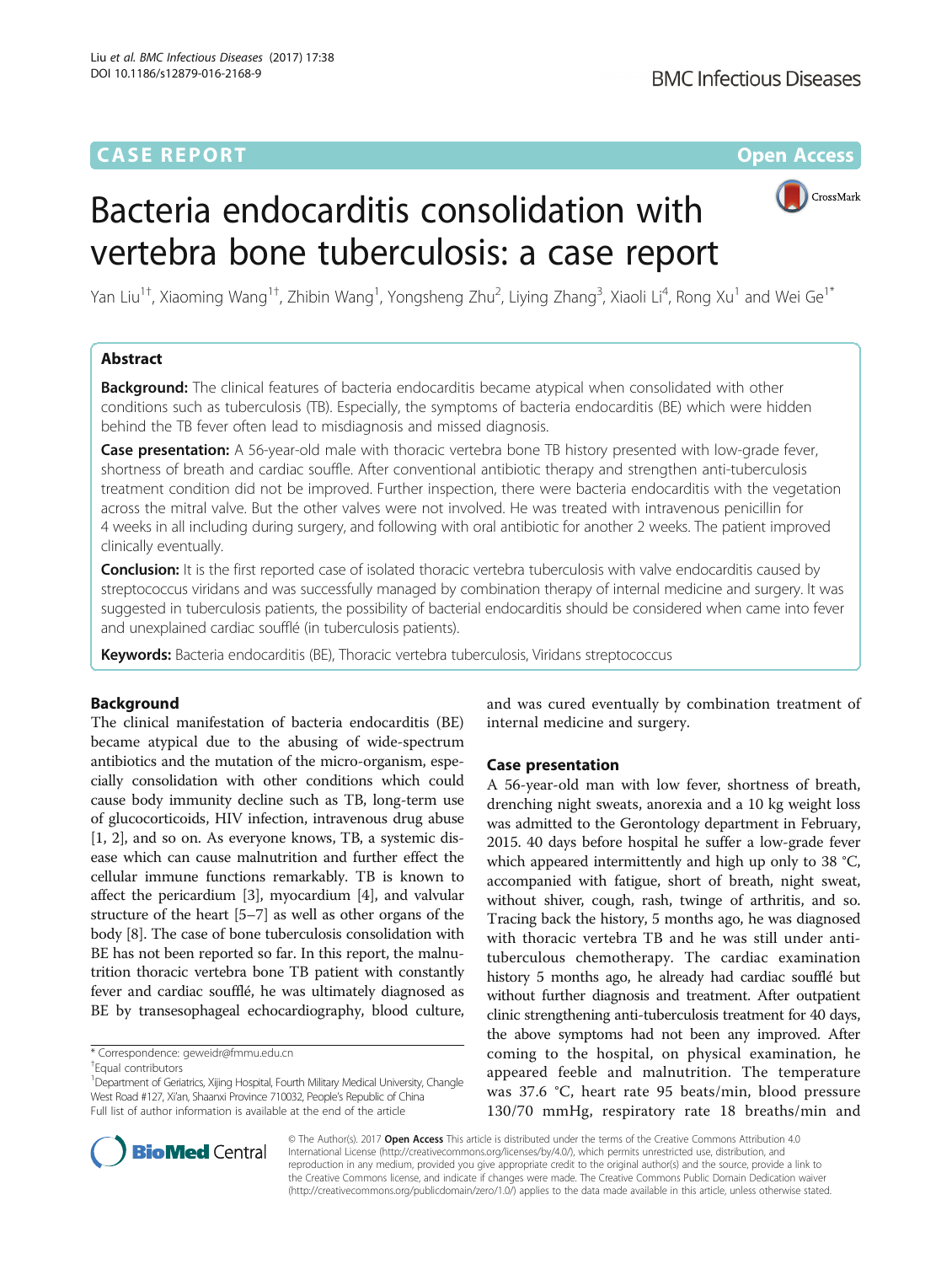CASE REPORT

Open Access

# Bacteria endocarditis consolidation with vertebra bone tuberculosis: a case report

Yan Liu[1†], Xiaoming Wang[1†], Zhibin Wang[1], Yongsheng Zhu[2], Liying Zhang[3], Xiaoli Li[4], Rong Xu[1] and Wei Ge[1*]

## Abstract

**Background:** The clinical features of bacteria endocarditis became atypical when consolidated with other conditions such as tuberculosis (TB). Especially, the symptoms of bacteria endocarditis (BE) which were hidden behind the TB fever often lead to misdiagnosis and missed diagnosis.

**Case presentation:** A 56-year-old male with thoracic vertebra bone TB history presented with low-grade fever, shortness of breath and cardiac souffle. After conventional antibiotic therapy and strengthen anti-tuberculosis treatment condition did not be improved. Further inspection, there were bacteria endocarditis with the vegetation across the mitral valve. But the other valves were not involved. He was treated with intravenous penicillin for 4 weeks in all including during surgery, and following with oral antibiotic for another 2 weeks. The patient improved clinically eventually.

**Conclusion:** It is the first reported case of isolated thoracic vertebra tuberculosis with valve endocarditis caused by streptococcus viridans and was successfully managed by combination therapy of internal medicine and surgery. It was suggested in tuberculosis patients, the possibility of bacterial endocarditis should be considered when came into fever and unexplained cardiac soufflé (in tuberculosis patients).

**Keywords:** Bacteria endocarditis (BE), Thoracic vertebra tuberculosis, Viridans streptococcus

## Background

The clinical manifestation of bacteria endocarditis (BE) became atypical due to the abusing of wide-spectrum antibiotics and the mutation of the micro-organism, especially consolidation with other conditions which could cause body immunity decline such as TB, long-term use of glucocorticoids, HIV infection, intravenous drug abuse [1, 2], and so on. As everyone knows, TB, a systemic disease which can cause malnutrition and further effect the cellular immune functions remarkably. TB is known to affect the pericardium [3], myocardium [4], and valvular structure of the heart [5–7] as well as other organs of the body [8]. The case of bone tuberculosis consolidation with BE has not been reported so far. In this report, the malnutrition thoracic vertebra bone TB patient with constantly fever and cardiac soufflé, he was ultimately diagnosed as BE by transesophageal echocardiography, blood culture, and was cured eventually by combination treatment of internal medicine and surgery.

## Case presentation

A 56-year-old man with low fever, shortness of breath, drenching night sweats, anorexia and a 10 kg weight loss was admitted to the Gerontology department in February, 2015. 40 days before hospital he suffer a low-grade fever which appeared intermittently and high up only to 38 °C, accompanied with fatigue, short of breath, night sweat, without shiver, cough, rash, twinge of arthritis, and so. Tracing back the history, 5 months ago, he was diagnosed with thoracic vertebra TB and he was still under anti-tuberculous chemotherapy. The cardiac examination history 5 months ago, he already had cardiac soufflé but without further diagnosis and treatment. After outpatient clinic strengthening anti-tuberculosis treatment for 40 days, the above symptoms had not been any improved. After coming to the hospital, on physical examination, he appeared feeble and malnutrition. The temperature was 37.6 °C, heart rate 95 beats/min, blood pressure 130/70 mmHg, respiratory rate 18 breaths/min and

\* Correspondence: geweidr@fmmu.edu.cn
†Equal contributors
[1]Department of Geriatrics, Xijing Hospital, Fourth Military Medical University, Changle West Road #127, Xi'an, Shaanxi Province 710032, People's Republic of China
Full list of author information is available at the end of the article

© The Author(s). 2017 **Open Access** This article is distributed under the terms of the Creative Commons Attribution 4.0 International License (http://creativecommons.org/licenses/by/4.0/), which permits unrestricted use, distribution, and reproduction in any medium, provided you give appropriate credit to the original author(s) and the source, provide a link to the Creative Commons license, and indicate if changes were made. The Creative Commons Public Domain Dedication waiver (http://creativecommons.org/publicdomain/zero/1.0/) applies to the data made available in this article, unless otherwise stated.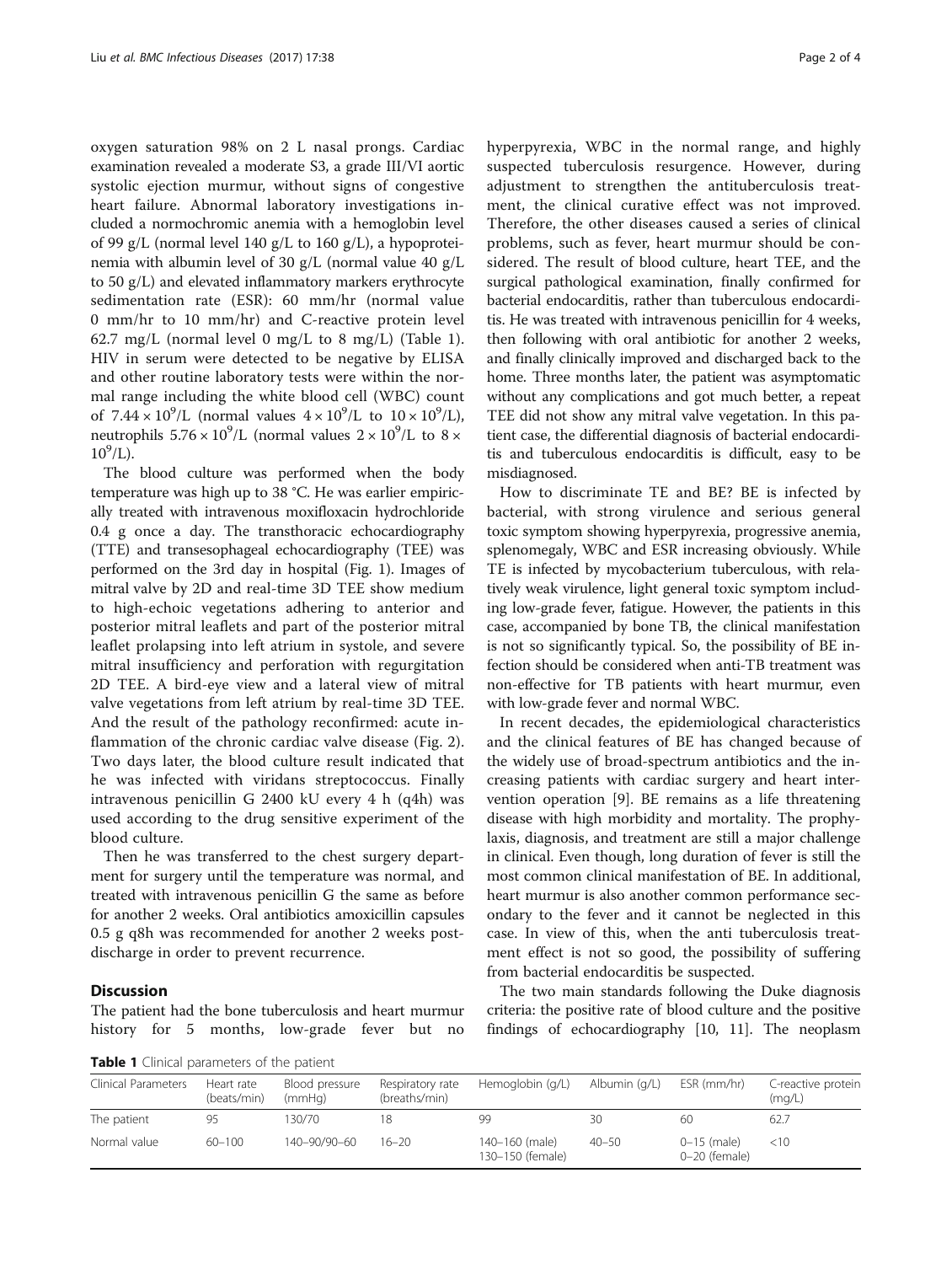oxygen saturation 98% on 2 L nasal prongs. Cardiac examination revealed a moderate S3, a grade III/VI aortic systolic ejection murmur, without signs of congestive heart failure. Abnormal laboratory investigations included a normochromic anemia with a hemoglobin level of 99 g/L (normal level 140 g/L to 160 g/L), a hypoproteinemia with albumin level of 30 g/L (normal value 40 g/L to 50 g/L) and elevated inflammatory markers erythrocyte sedimentation rate (ESR): 60 mm/hr (normal value 0 mm/hr to 10 mm/hr) and C-reactive protein level 62.7 mg/L (normal level 0 mg/L to 8 mg/L) (Table 1). HIV in serum were detected to be negative by ELISA and other routine laboratory tests were within the normal range including the white blood cell (WBC) count of $7.44 \times 10^9$/L (normal values $4 \times 10^9$/L to $10 \times 10^9$/L), neutrophils $5.76 \times 10^9$/L (normal values $2 \times 10^9$/L to $8 \times 10^9$/L).

The blood culture was performed when the body temperature was high up to 38 °C. He was earlier empirically treated with intravenous moxifloxacin hydrochloride 0.4 g once a day. The transthoracic echocardiography (TTE) and transesophageal echocardiography (TEE) was performed on the 3rd day in hospital (Fig. 1). Images of mitral valve by 2D and real-time 3D TEE show medium to high-echoic vegetations adhering to anterior and posterior mitral leaflets and part of the posterior mitral leaflet prolapsing into left atrium in systole, and severe mitral insufficiency and perforation with regurgitation 2D TEE. A bird-eye view and a lateral view of mitral valve vegetations from left atrium by real-time 3D TEE. And the result of the pathology reconfirmed: acute inflammation of the chronic cardiac valve disease (Fig. 2). Two days later, the blood culture result indicated that he was infected with viridans streptococcus. Finally intravenous penicillin G 2400 kU every 4 h (q4h) was used according to the drug sensitive experiment of the blood culture.

Then he was transferred to the chest surgery department for surgery until the temperature was normal, and treated with intravenous penicillin G the same as before for another 2 weeks. Oral antibiotics amoxicillin capsules 0.5 g q8h was recommended for another 2 weeks post-discharge in order to prevent recurrence.

## Discussion

The patient had the bone tuberculosis and heart murmur history for 5 months, low-grade fever but no hyperpyrexia, WBC in the normal range, and highly suspected tuberculosis resurgence. However, during adjustment to strengthen the antituberculosis treatment, the clinical curative effect was not improved. Therefore, the other diseases caused a series of clinical problems, such as fever, heart murmur should be considered. The result of blood culture, heart TEE, and the surgical pathological examination, finally confirmed for bacterial endocarditis, rather than tuberculous endocarditis. He was treated with intravenous penicillin for 4 weeks, then following with oral antibiotic for another 2 weeks, and finally clinically improved and discharged back to the home. Three months later, the patient was asymptomatic without any complications and got much better, a repeat TEE did not show any mitral valve vegetation. In this patient case, the differential diagnosis of bacterial endocarditis and tuberculous endocarditis is difficult, easy to be misdiagnosed.

How to discriminate TE and BE? BE is infected by bacterial, with strong virulence and serious general toxic symptom showing hyperpyrexia, progressive anemia, splenomegaly, WBC and ESR increasing obviously. While TE is infected by mycobacterium tuberculous, with relatively weak virulence, light general toxic symptom including low-grade fever, fatigue. However, the patients in this case, accompanied by bone TB, the clinical manifestation is not so significantly typical. So, the possibility of BE infection should be considered when anti-TB treatment was non-effective for TB patients with heart murmur, even with low-grade fever and normal WBC.

In recent decades, the epidemiological characteristics and the clinical features of BE has changed because of the widely use of broad-spectrum antibiotics and the increasing patients with cardiac surgery and heart intervention operation [9]. BE remains as a life threatening disease with high morbidity and mortality. The prophylaxis, diagnosis, and treatment are still a major challenge in clinical. Even though, long duration of fever is still the most common clinical manifestation of BE. In additional, heart murmur is also another common performance secondary to the fever and it cannot be neglected in this case. In view of this, when the anti tuberculosis treatment effect is not so good, the possibility of suffering from bacterial endocarditis be suspected.

The two main standards following the Duke diagnosis criteria: the positive rate of blood culture and the positive findings of echocardiography [10, 11]. The neoplasm

**Table 1** Clinical parameters of the patient

| Clinical Parameters | Heart rate (beats/min) | Blood pressure (mmHg) | Respiratory rate (breaths/min) | Hemoglobin (g/L) | Albumin (g/L) | ESR (mm/hr) | C-reactive protein (mg/L) |
|---|---|---|---|---|---|---|---|
| The patient | 95 | 130/70 | 18 | 99 | 30 | 60 | 62.7 |
| Normal value | 60–100 | 140–90/90–60 | 16–20 | 140–160 (male) 130–150 (female) | 40–50 | 0–15 (male) 0–20 (female) | <10 |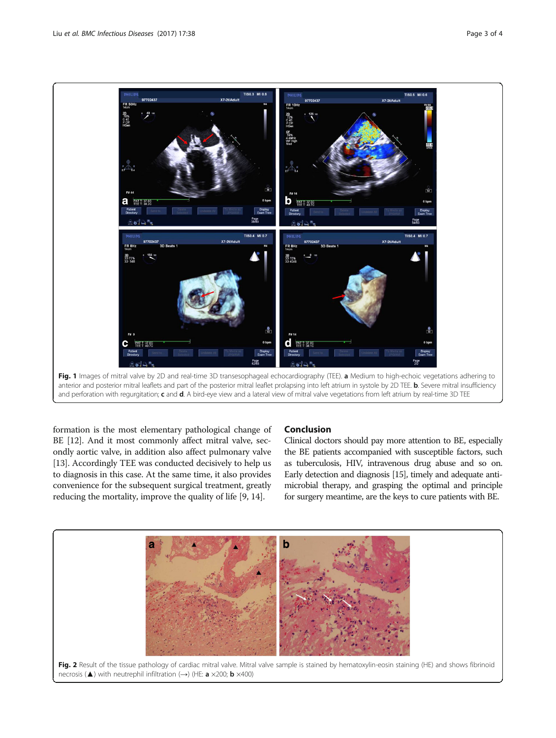Fig. 1 Images of mitral valve by 2D and real-time 3D transesophageal echocardiography (TEE). **a** Medium to high-echoic vegetations adhering to anterior and posterior mitral leaflets and part of the posterior mitral leaflet prolapsing into left atrium in systole by 2D TEE. **b**. Severe mitral insufficiency and perforation with regurgitation; **c** and **d**. A bird-eye view and a lateral view of mitral valve vegetations from left atrium by real-time 3D TEE

formation is the most elementary pathological change of BE [12]. And it most commonly affect mitral valve, secondly aortic valve, in addition also affect pulmonary valve [13]. Accordingly TEE was conducted decisively to help us to diagnosis in this case. At the same time, it also provides convenience for the subsequent surgical treatment, greatly reducing the mortality, improve the quality of life [9, 14].

## Conclusion

Clinical doctors should pay more attention to BE, especially the BE patients accompanied with susceptible factors, such as tuberculosis, HIV, intravenous drug abuse and so on. Early detection and diagnosis [15], timely and adequate antimicrobial therapy, and grasping the optimal and principle for surgery meantime, are the keys to cure patients with BE.

Fig. 2 Result of the tissue pathology of cardiac mitral valve. Mitral valve sample is stained by hematoxylin-eosin staining (HE) and shows fibrinoid necrosis (▲) with neutrephil infiltration (→) (HE: **a** ×200; **b** ×400)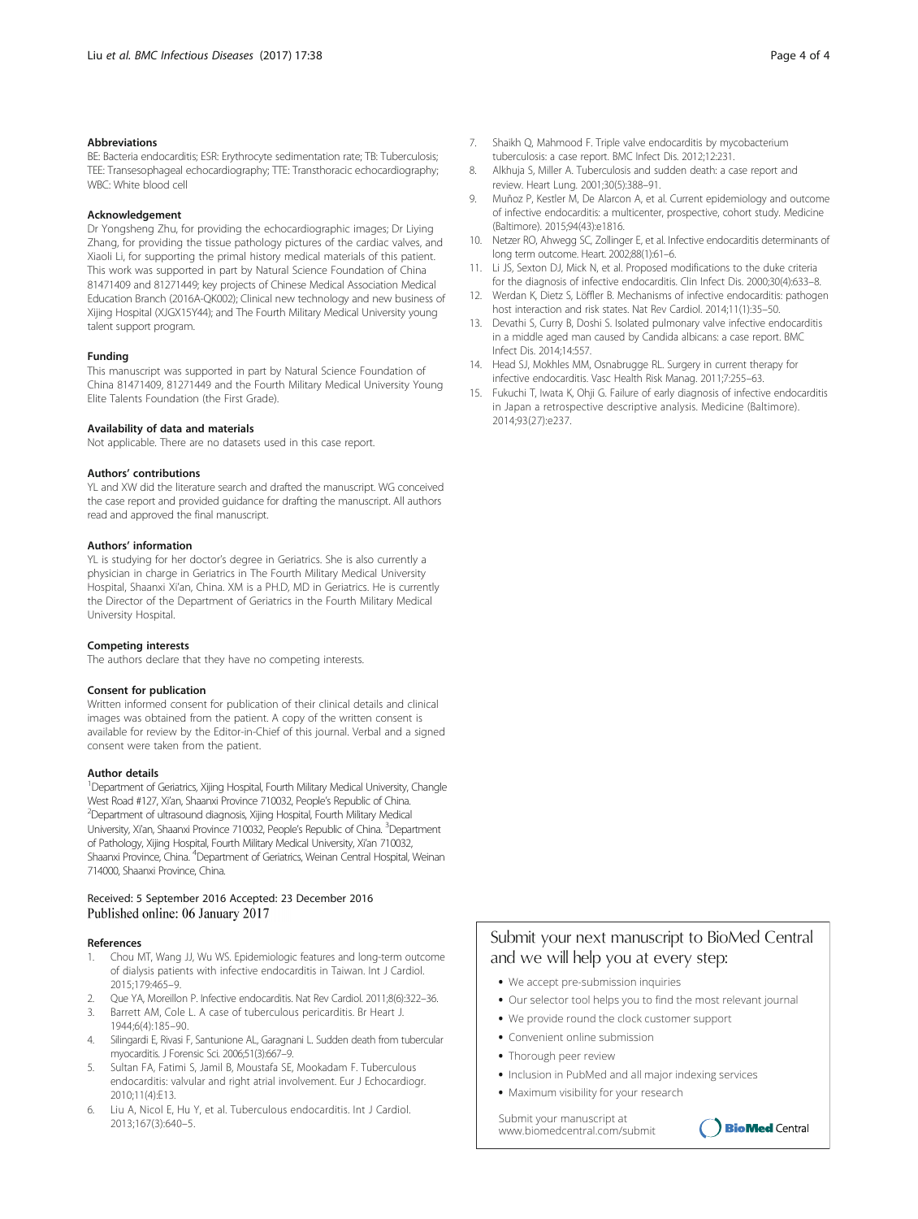### Abbreviations

BE: Bacteria endocarditis; ESR: Erythrocyte sedimentation rate; TB: Tuberculosis; TEE: Transesophageal echocardiography; TTE: Transthoracic echocardiography; WBC: White blood cell

### Acknowledgement

Dr Yongsheng Zhu, for providing the echocardiographic images; Dr Liying Zhang, for providing the tissue pathology pictures of the cardiac valves, and Xiaoli Li, for supporting the primal history medical materials of this patient. This work was supported in part by Natural Science Foundation of China 81471409 and 81271449; key projects of Chinese Medical Association Medical Education Branch (2016A-QK002); Clinical new technology and new business of Xijing Hospital (XJGX15Y44); and The Fourth Military Medical University young talent support program.

### Funding

This manuscript was supported in part by Natural Science Foundation of China 81471409, 81271449 and the Fourth Military Medical University Young Elite Talents Foundation (the First Grade).

### Availability of data and materials

Not applicable. There are no datasets used in this case report.

### Authors' contributions

YL and XW did the literature search and drafted the manuscript. WG conceived the case report and provided guidance for drafting the manuscript. All authors read and approved the final manuscript.

### Authors' information

YL is studying for her doctor's degree in Geriatrics. She is also currently a physician in charge in Geriatrics in The Fourth Military Medical University Hospital, Shaanxi Xi'an, China. XM is a PH.D, MD in Geriatrics. He is currently the Director of the Department of Geriatrics in the Fourth Military Medical University Hospital.

### Competing interests

The authors declare that they have no competing interests.

### Consent for publication

Written informed consent for publication of their clinical details and clinical images was obtained from the patient. A copy of the written consent is available for review by the Editor-in-Chief of this journal. Verbal and a signed consent were taken from the patient.

### Author details

[1]Department of Geriatrics, Xijing Hospital, Fourth Military Medical University, Changle West Road #127, Xi'an, Shaanxi Province 710032, People's Republic of China. [2]Department of ultrasound diagnosis, Xijing Hospital, Fourth Military Medical University, Xi'an, Shaanxi Province 710032, People's Republic of China. [3]Department of Pathology, Xijing Hospital, Fourth Military Medical University, Xi'an 710032, Shaanxi Province, China. [4]Department of Geriatrics, Weinan Central Hospital, Weinan 714000, Shaanxi Province, China.

Received: 5 September 2016 Accepted: 23 December 2016
Published online: 06 January 2017

### References

1. Chou MT, Wang JJ, Wu WS. Epidemiologic features and long-term outcome of dialysis patients with infective endocarditis in Taiwan. Int J Cardiol. 2015;179:465–9.
2. Que YA, Moreillon P. Infective endocarditis. Nat Rev Cardiol. 2011;8(6):322–36.
3. Barrett AM, Cole L. A case of tuberculous pericarditis. Br Heart J. 1944;6(4):185–90.
4. Silingardi E, Rivasi F, Santunione AL, Garagnani L. Sudden death from tubercular myocarditis. J Forensic Sci. 2006;51(3):667–9.
5. Sultan FA, Fatimi S, Jamil B, Moustafa SE, Mookadam F. Tuberculous endocarditis: valvular and right atrial involvement. Eur J Echocardiogr. 2010;11(4):E13.
6. Liu A, Nicol E, Hu Y, et al. Tuberculous endocarditis. Int J Cardiol. 2013;167(3):640–5.
7. Shaikh Q, Mahmood F. Triple valve endocarditis by mycobacterium tuberculosis: a case report. BMC Infect Dis. 2012;12:231.
8. Alkhuja S, Miller A. Tuberculosis and sudden death: a case report and review. Heart Lung. 2001;30(5):388–91.
9. Muñoz P, Kestler M, De Alarcon A, et al. Current epidemiology and outcome of infective endocarditis: a multicenter, prospective, cohort study. Medicine (Baltimore). 2015;94(43):e1816.
10. Netzer RO, Ahwegg SC, Zollinger E, et al. Infective endocarditis determinants of long term outcome. Heart. 2002;88(1):61–6.
11. Li JS, Sexton DJ, Mick N, et al. Proposed modifications to the duke criteria for the diagnosis of infective endocarditis. Clin Infect Dis. 2000;30(4):633–8.
12. Werdan K, Dietz S, Löffler B. Mechanisms of infective endocarditis: pathogen host interaction and risk states. Nat Rev Cardiol. 2014;11(1):35–50.
13. Devathi S, Curry B, Doshi S. Isolated pulmonary valve infective endocarditis in a middle aged man caused by Candida albicans: a case report. BMC Infect Dis. 2014;14:557.
14. Head SJ, Mokhles MM, Osnabrugge RL. Surgery in current therapy for infective endocarditis. Vasc Health Risk Manag. 2011;7:255–63.
15. Fukuchi T, Iwata K, Ohji G. Failure of early diagnosis of infective endocarditis in Japan a retrospective descriptive analysis. Medicine (Baltimore). 2014;93(27):e237.

Submit your next manuscript to BioMed Central and we will help you at every step:

- We accept pre-submission inquiries
- Our selector tool helps you to find the most relevant journal
- We provide round the clock customer support
- Convenient online submission
- Thorough peer review
- Inclusion in PubMed and all major indexing services
- Maximum visibility for your research

Submit your manuscript at
www.biomedcentral.com/submit

BioMed Central